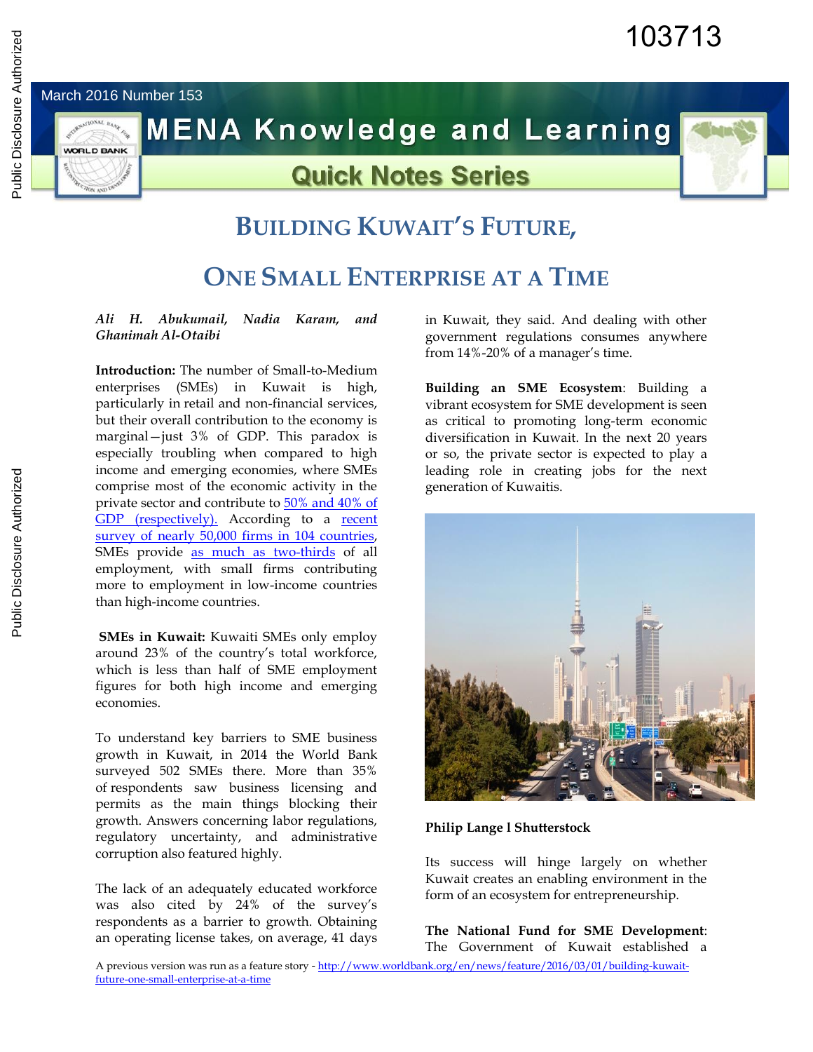March 2016 Number 153

# MENA Knowledge and Learning

## Quick Notes Series

# BUILDING KUWAIT'S FUTURE, ONE SMALL ENTERPRISE AT A TIME

*Ali H. Abukumail, Nadia Karam, and Ghanimah Al-Otaibi*

**Introduction:** The number of Small-to-Medium enterprises (SMEs) in Kuwait is high, particularly in retail and non-financial services, but their overall contribution to the economy is marginal—just 3% of GDP. This paradox is especially troubling when compared to high income and emerging economies, where SMEs comprise most of the economic activity in the private sector and contribute to 50% and 40% of GDP (respectively). According to a recent survey of nearly 50,000 firms in 104 countries, SMEs provide as much as two-thirds of all employment, with small firms contributing more to employment in low-income countries than high-income countries.

**SMEs in Kuwait:** Kuwaiti SMEs only employ around 23% of the country's total workforce, which is less than half of SME employment figures for both high income and emerging economies.

To understand key barriers to SME business growth in Kuwait, in 2014 the World Bank surveyed 502 SMEs there. More than 35% of respondents saw business licensing and permits as the main things blocking their growth. Answers concerning labor regulations, regulatory uncertainty, and administrative corruption also featured highly.

The lack of an adequately educated workforce was also cited by 24% of the survey's respondents as a barrier to growth. Obtaining an operating license takes, on average, 41 days in Kuwait, they said. And dealing with other government regulations consumes anywhere from 14%-20% of a manager's time.

**Building an SME Ecosystem**: Building a vibrant ecosystem for SME development is seen as critical to promoting long-term economic diversification in Kuwait. In the next 20 years or so, the private sector is expected to play a leading role in creating jobs for the next generation of Kuwaitis.

**Philip Lange l Shutterstock**

Its success will hinge largely on whether Kuwait creates an enabling environment in the form of an ecosystem for entrepreneurship.

**The National Fund for SME Development**: The Government of Kuwait established a

A previous version was run as a feature story - http://www.worldbank.org/en/news/feature/2016/03/01/building-kuwait-future-one-small-enterprise-at-a-time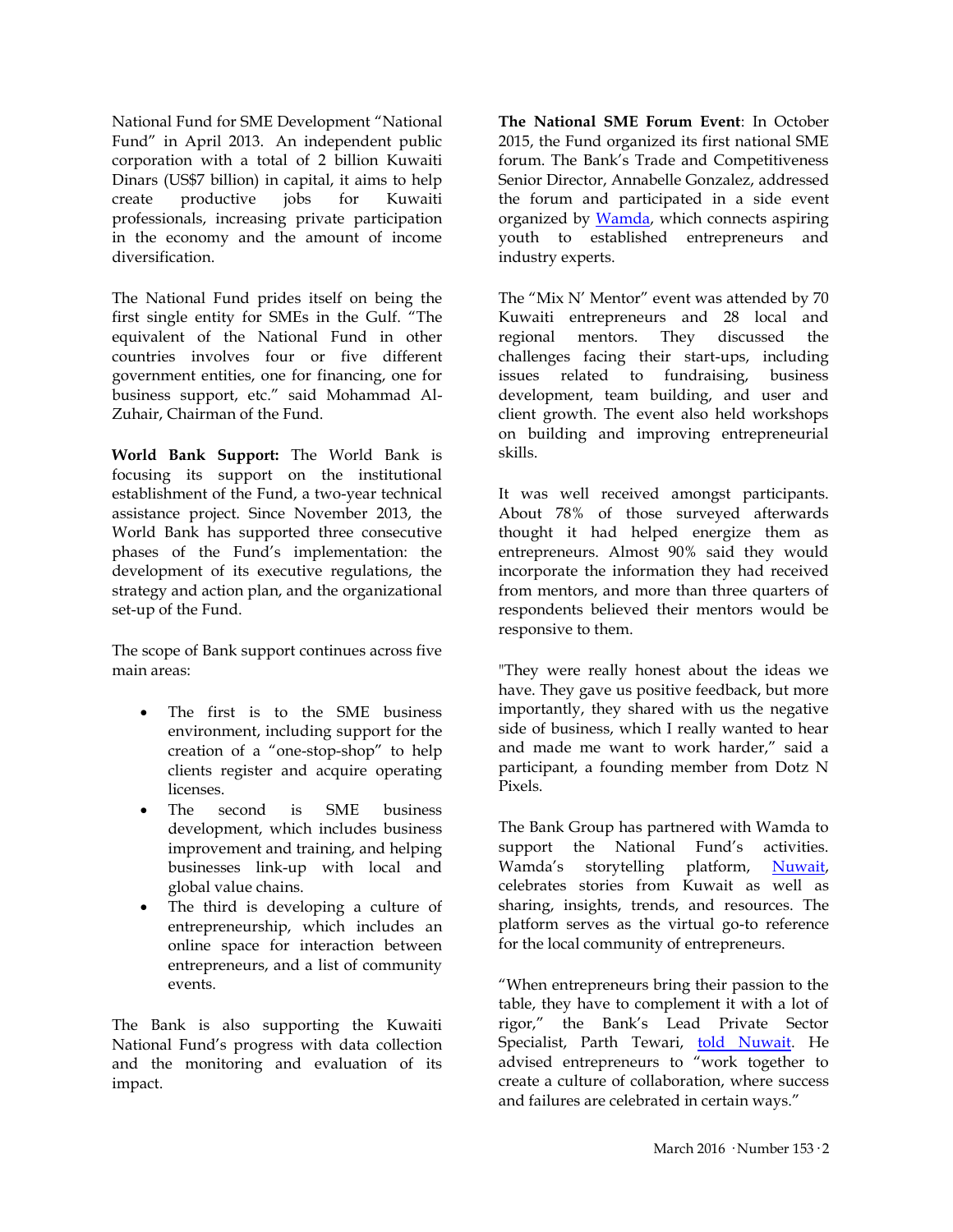National Fund for SME Development "National Fund" in April 2013. An independent public corporation with a total of 2 billion Kuwaiti Dinars (US$7 billion) in capital, it aims to help create productive jobs for Kuwaiti professionals, increasing private participation in the economy and the amount of income diversification.

The National Fund prides itself on being the first single entity for SMEs in the Gulf. "The equivalent of the National Fund in other countries involves four or five different government entities, one for financing, one for business support, etc." said Mohammad Al-Zuhair, Chairman of the Fund.

**World Bank Support:** The World Bank is focusing its support on the institutional establishment of the Fund, a two-year technical assistance project. Since November 2013, the World Bank has supported three consecutive phases of the Fund's implementation: the development of its executive regulations, the strategy and action plan, and the organizational set-up of the Fund.

The scope of Bank support continues across five main areas:

- The first is to the SME business environment, including support for the creation of a "one-stop-shop" to help clients register and acquire operating licenses.
- The second is SME business development, which includes business improvement and training, and helping businesses link-up with local and global value chains.
- The third is developing a culture of entrepreneurship, which includes an online space for interaction between entrepreneurs, and a list of community events.

The Bank is also supporting the Kuwaiti National Fund's progress with data collection and the monitoring and evaluation of its impact.

**The National SME Forum Event**: In October 2015, the Fund organized its first national SME forum. The Bank's Trade and Competitiveness Senior Director, Annabelle Gonzalez, addressed the forum and participated in a side event organized by Wamda, which connects aspiring youth to established entrepreneurs and industry experts.

The "Mix N' Mentor" event was attended by 70 Kuwaiti entrepreneurs and 28 local and regional mentors. They discussed the challenges facing their start-ups, including issues related to fundraising, business development, team building, and user and client growth. The event also held workshops on building and improving entrepreneurial skills.

It was well received amongst participants. About 78% of those surveyed afterwards thought it had helped energize them as entrepreneurs. Almost 90% said they would incorporate the information they had received from mentors, and more than three quarters of respondents believed their mentors would be responsive to them.

"They were really honest about the ideas we have. They gave us positive feedback, but more importantly, they shared with us the negative side of business, which I really wanted to hear and made me want to work harder," said a participant, a founding member from Dotz N Pixels.

The Bank Group has partnered with Wamda to support the National Fund's activities. Wamda's storytelling platform, Nuwait, celebrates stories from Kuwait as well as sharing, insights, trends, and resources. The platform serves as the virtual go-to reference for the local community of entrepreneurs.

"When entrepreneurs bring their passion to the table, they have to complement it with a lot of rigor," the Bank's Lead Private Sector Specialist, Parth Tewari, told Nuwait. He advised entrepreneurs to "work together to create a culture of collaboration, where success and failures are celebrated in certain ways."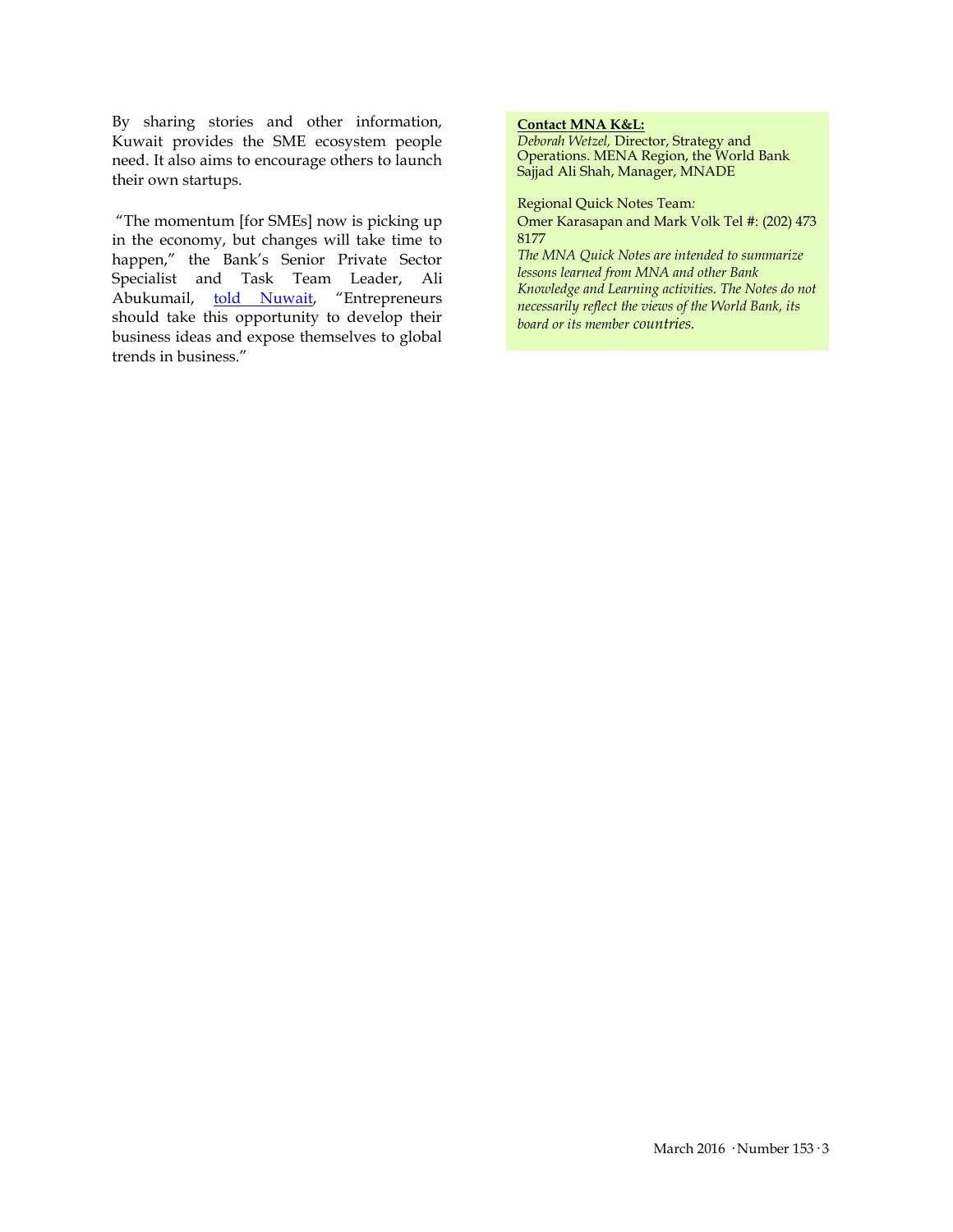By sharing stories and other information, Kuwait provides the SME ecosystem people need. It also aims to encourage others to launch their own startups.

"The momentum [for SMEs] now is picking up in the economy, but changes will take time to happen," the Bank's Senior Private Sector Specialist and Task Team Leader, Ali Abukumail, told Nuwait, "Entrepreneurs should take this opportunity to develop their business ideas and expose themselves to global trends in business."

**Contact MNA K&L:**
*Deborah Wetzel,* Director, Strategy and Operations. MENA Region, the World Bank
Sajjad Ali Shah, Manager, MNADE

Regional Quick Notes Team:
Omer Karasapan and Mark Volk Tel #: (202) 473 8177

*The MNA Quick Notes are intended to summarize lessons learned from MNA and other Bank Knowledge and Learning activities. The Notes do not necessarily reflect the views of the World Bank, its board or its member countries.*